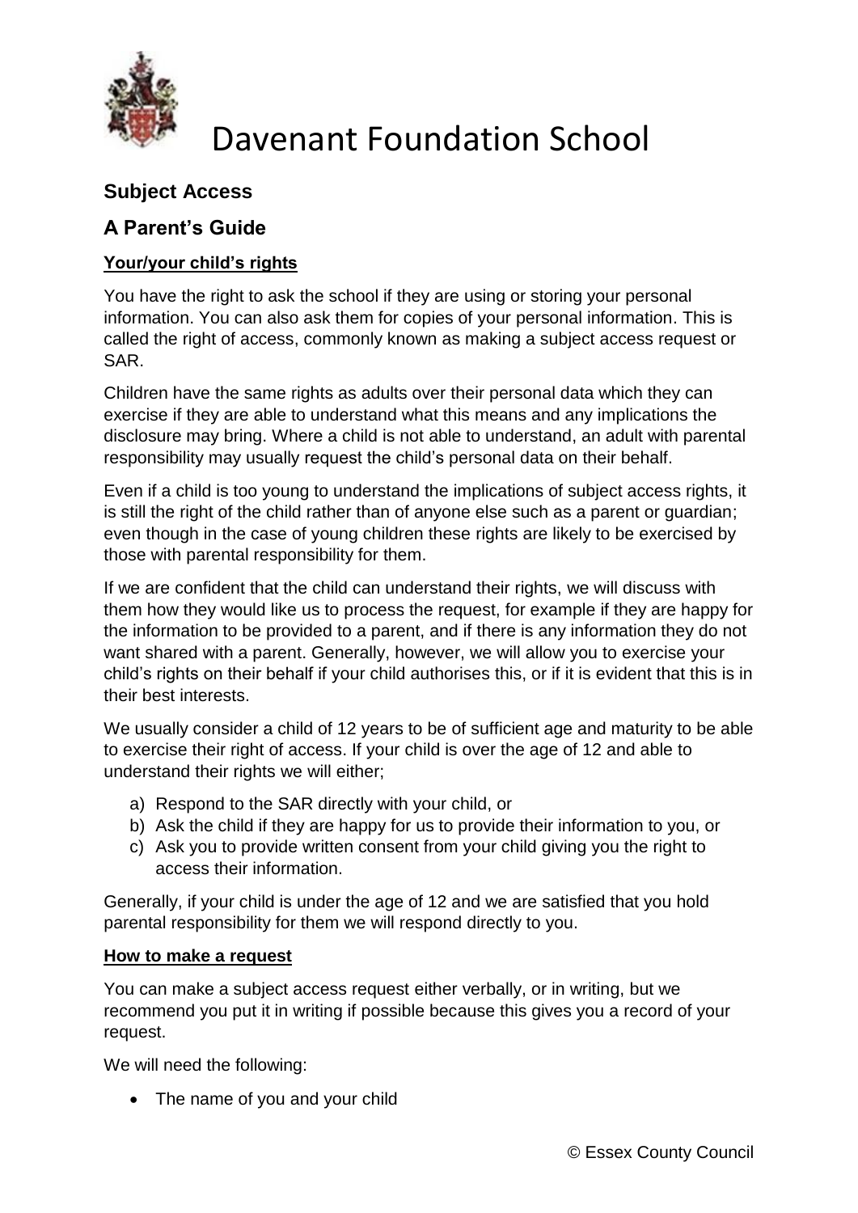# Davenant Foundation School

## Subject Access

## A Parent's Guide

### Your/your child's rights

You have the right to ask the school if they are using or storing your personal information. You can also ask them for copies of your personal information. This is called the right of access, commonly known as making a subject access request or SAR.

Children have the same rights as adults over their personal data which they can exercise if they are able to understand what this means and any implications the disclosure may bring. Where a child is not able to understand, an adult with parental responsibility may usually request the child's personal data on their behalf.

Even if a child is too young to understand the implications of subject access rights, it is still the right of the child rather than of anyone else such as a parent or guardian; even though in the case of young children these rights are likely to be exercised by those with parental responsibility for them.

If we are confident that the child can understand their rights, we will discuss with them how they would like us to process the request, for example if they are happy for the information to be provided to a parent, and if there is any information they do not want shared with a parent. Generally, however, we will allow you to exercise your child's rights on their behalf if your child authorises this, or if it is evident that this is in their best interests.

We usually consider a child of 12 years to be of sufficient age and maturity to be able to exercise their right of access. If your child is over the age of 12 and able to understand their rights we will either;

a) Respond to the SAR directly with your child, or
b) Ask the child if they are happy for us to provide their information to you, or
c) Ask you to provide written consent from your child giving you the right to access their information.

Generally, if your child is under the age of 12 and we are satisfied that you hold parental responsibility for them we will respond directly to you.

### How to make a request

You can make a subject access request either verbally, or in writing, but we recommend you put it in writing if possible because this gives you a record of your request.

We will need the following:

- The name of you and your child

© Essex County Council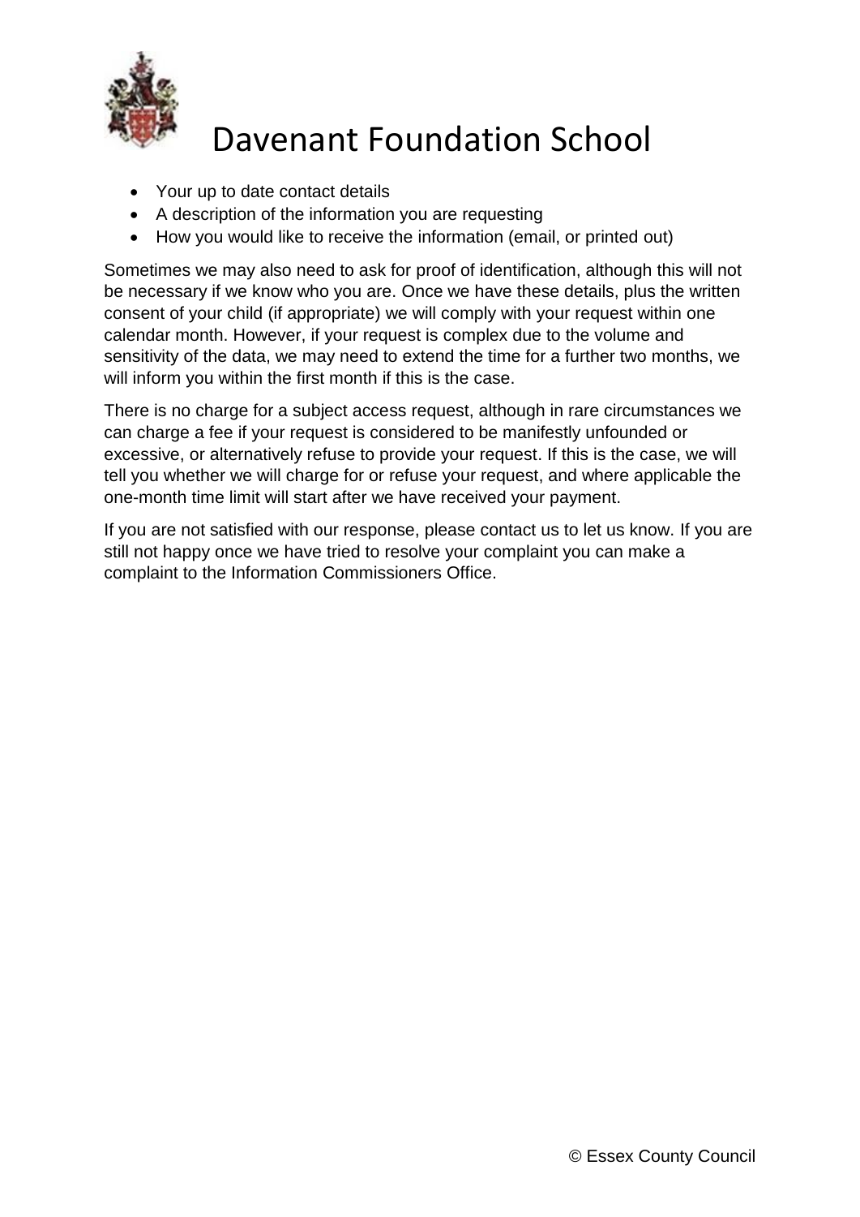- Your up to date contact details
- A description of the information you are requesting
- How you would like to receive the information (email, or printed out)

Sometimes we may also need to ask for proof of identification, although this will not be necessary if we know who you are. Once we have these details, plus the written consent of your child (if appropriate) we will comply with your request within one calendar month. However, if your request is complex due to the volume and sensitivity of the data, we may need to extend the time for a further two months, we will inform you within the first month if this is the case.

There is no charge for a subject access request, although in rare circumstances we can charge a fee if your request is considered to be manifestly unfounded or excessive, or alternatively refuse to provide your request. If this is the case, we will tell you whether we will charge for or refuse your request, and where applicable the one-month time limit will start after we have received your payment.

If you are not satisfied with our response, please contact us to let us know. If you are still not happy once we have tried to resolve your complaint you can make a complaint to the Information Commissioners Office.